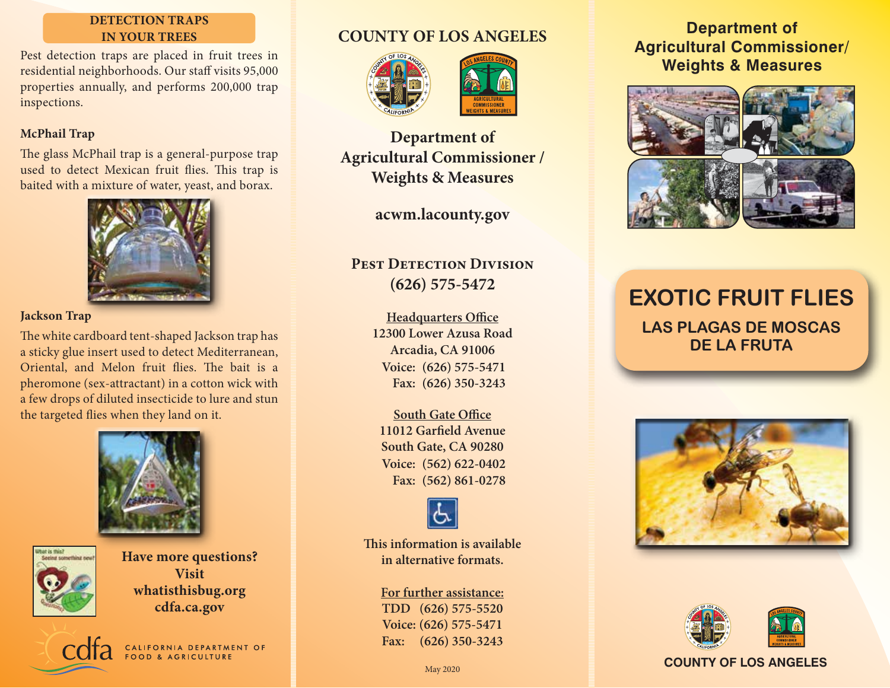## DETECTION TRAPS IN YOUR TREES

Pest detection traps are placed in fruit trees in residential neighborhoods. Our staff visits 95,000 properties annually, and performs 200,000 trap inspections.

### McPhail Trap

The glass McPhail trap is a general-purpose trap used to detect Mexican fruit flies. This trap is baited with a mixture of water, yeast, and borax.

### Jackson Trap

The white cardboard tent-shaped Jackson trap has a sticky glue insert used to detect Mediterranean, Oriental, and Melon fruit flies. The bait is a pheromone (sex-attractant) in a cotton wick with a few drops of diluted insecticide to lure and stun the targeted flies when they land on it.

**Have more questions?**
**Visit**
**whatisthisbug.org**
**cdfa.ca.gov**

CALIFORNIA DEPARTMENT OF FOOD & AGRICULTURE

## COUNTY OF LOS ANGELES

### Department of Agricultural Commissioner / Weights & Measures

**acwm.lacounty.gov**

### PEST DETECTION DIVISION
**(626) 575-5472**

**Headquarters Office**
12300 Lower Azusa Road
Arcadia, CA 91006
Voice: (626) 575-5471
Fax: (626) 350-3243

**South Gate Office**
11012 Garfield Avenue
South Gate, CA 90280
Voice: (562) 622-0402
Fax: (562) 861-0278

This information is available in alternative formats.

**For further assistance:**
TDD (626) 575-5520
Voice: (626) 575-5471
Fax: (626) 350-3243

May 2020

## Department of Agricultural Commissioner/ Weights & Measures

# EXOTIC FRUIT FLIES

## LAS PLAGAS DE MOSCAS DE LA FRUTA

COUNTY OF LOS ANGELES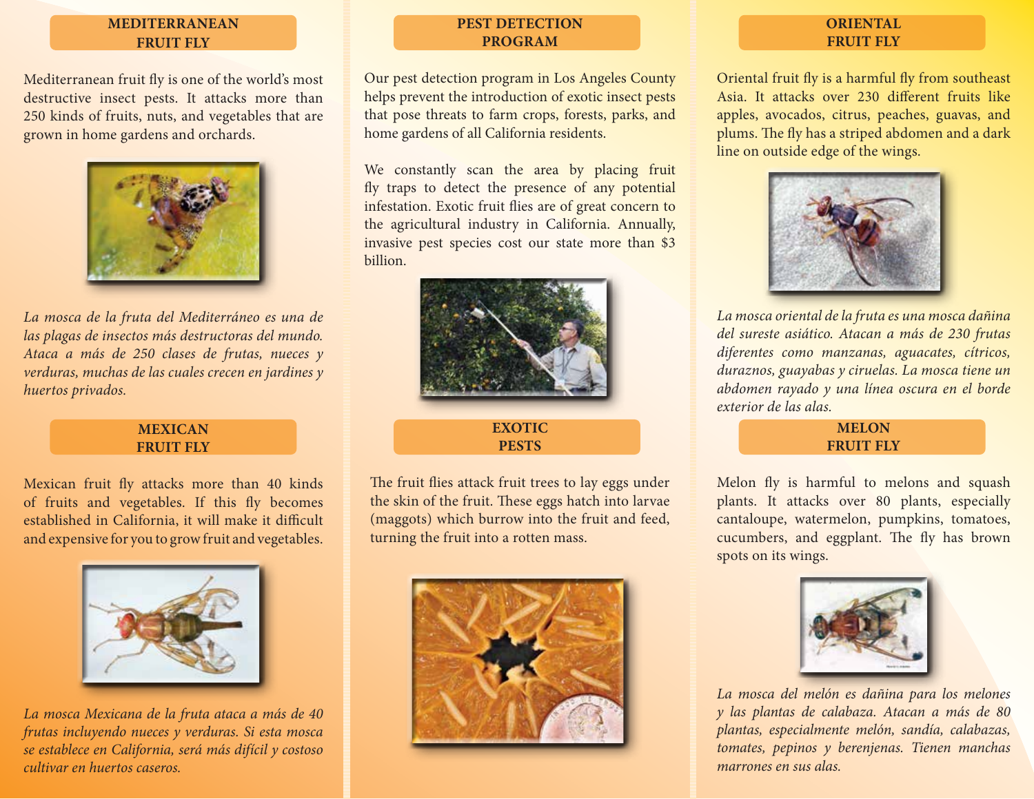## MEDITERRANEAN FRUIT FLY

Mediterranean fruit fly is one of the world's most destructive insect pests. It attacks more than 250 kinds of fruits, nuts, and vegetables that are grown in home gardens and orchards.

*La mosca de la fruta del Mediterráneo es una de las plagas de insectos más destructoras del mundo. Ataca a más de 250 clases de frutas, nueces y verduras, muchas de las cuales crecen en jardines y huertos privados.*

## MEXICAN FRUIT FLY

Mexican fruit fly attacks more than 40 kinds of fruits and vegetables. If this fly becomes established in California, it will make it difficult and expensive for you to grow fruit and vegetables.

*La mosca Mexicana de la fruta ataca a más de 40 frutas incluyendo nueces y verduras. Si esta mosca se establece en California, será más difícil y costoso cultivar en huertos caseros.*

## PEST DETECTION PROGRAM

Our pest detection program in Los Angeles County helps prevent the introduction of exotic insect pests that pose threats to farm crops, forests, parks, and home gardens of all California residents.

We constantly scan the area by placing fruit fly traps to detect the presence of any potential infestation. Exotic fruit flies are of great concern to the agricultural industry in California. Annually, invasive pest species cost our state more than $3 billion.

## EXOTIC PESTS

The fruit flies attack fruit trees to lay eggs under the skin of the fruit. These eggs hatch into larvae (maggots) which burrow into the fruit and feed, turning the fruit into a rotten mass.

## ORIENTAL FRUIT FLY

Oriental fruit fly is a harmful fly from southeast Asia. It attacks over 230 different fruits like apples, avocados, citrus, peaches, guavas, and plums. The fly has a striped abdomen and a dark line on outside edge of the wings.

*La mosca oriental de la fruta es una mosca dañina del sureste asiático. Atacan a más de 230 frutas diferentes como manzanas, aguacates, cítricos, duraznos, guayabas y ciruelas. La mosca tiene un abdomen rayado y una línea oscura en el borde exterior de las alas.*

## MELON FRUIT FLY

Melon fly is harmful to melons and squash plants. It attacks over 80 plants, especially cantaloupe, watermelon, pumpkins, tomatoes, cucumbers, and eggplant. The fly has brown spots on its wings.

*La mosca del melón es dañina para los melones y las plantas de calabaza. Atacan a más de 80 plantas, especialmente melón, sandía, calabazas, tomates, pepinos y berenjenas. Tienen manchas marrones en sus alas.*